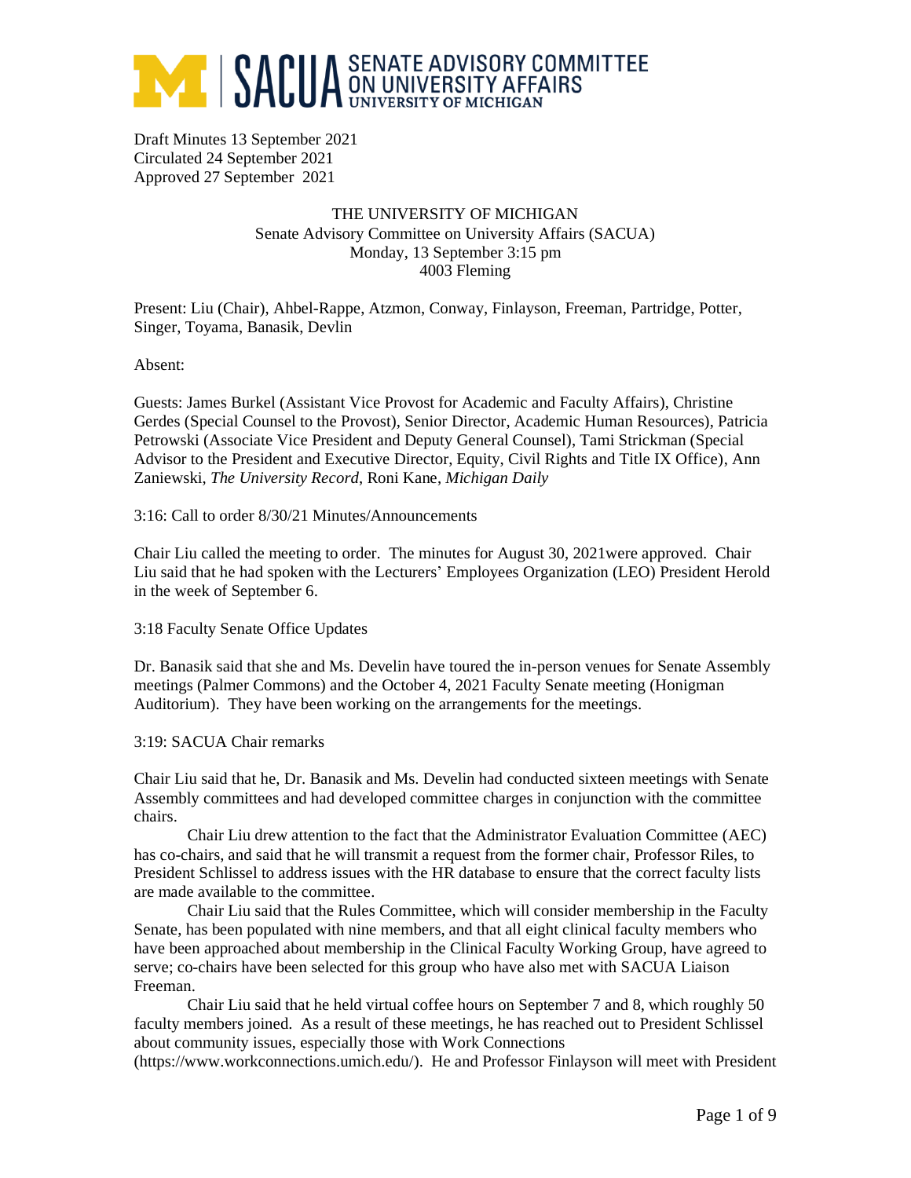# SACUA SENATE ADVISORY COMMITTEE ON UNIVERSITY AFFAIRS UNIVERSITY OF MICHIGAN

Draft Minutes 13 September 2021
Circulated 24 September 2021
Approved 27 September 2021

THE UNIVERSITY OF MICHIGAN
Senate Advisory Committee on University Affairs (SACUA)
Monday, 13 September 3:15 pm
4003 Fleming

Present: Liu (Chair), Ahbel-Rappe, Atzmon, Conway, Finlayson, Freeman, Partridge, Potter, Singer, Toyama, Banasik, Devlin

Absent:

Guests: James Burkel (Assistant Vice Provost for Academic and Faculty Affairs), Christine Gerdes (Special Counsel to the Provost), Senior Director, Academic Human Resources), Patricia Petrowski (Associate Vice President and Deputy General Counsel), Tami Strickman (Special Advisor to the President and Executive Director, Equity, Civil Rights and Title IX Office), Ann Zaniewski, *The University Record*, Roni Kane, *Michigan Daily*

3:16: Call to order 8/30/21 Minutes/Announcements

Chair Liu called the meeting to order. The minutes for August 30, 2021were approved. Chair Liu said that he had spoken with the Lecturers' Employees Organization (LEO) President Herold in the week of September 6.

3:18 Faculty Senate Office Updates

Dr. Banasik said that she and Ms. Develin have toured the in-person venues for Senate Assembly meetings (Palmer Commons) and the October 4, 2021 Faculty Senate meeting (Honigman Auditorium). They have been working on the arrangements for the meetings.

3:19: SACUA Chair remarks

Chair Liu said that he, Dr. Banasik and Ms. Develin had conducted sixteen meetings with Senate Assembly committees and had developed committee charges in conjunction with the committee chairs.

Chair Liu drew attention to the fact that the Administrator Evaluation Committee (AEC) has co-chairs, and said that he will transmit a request from the former chair, Professor Riles, to President Schlissel to address issues with the HR database to ensure that the correct faculty lists are made available to the committee.

Chair Liu said that the Rules Committee, which will consider membership in the Faculty Senate, has been populated with nine members, and that all eight clinical faculty members who have been approached about membership in the Clinical Faculty Working Group, have agreed to serve; co-chairs have been selected for this group who have also met with SACUA Liaison Freeman.

Chair Liu said that he held virtual coffee hours on September 7 and 8, which roughly 50 faculty members joined. As a result of these meetings, he has reached out to President Schlissel about community issues, especially those with Work Connections (https://www.workconnections.umich.edu/). He and Professor Finlayson will meet with President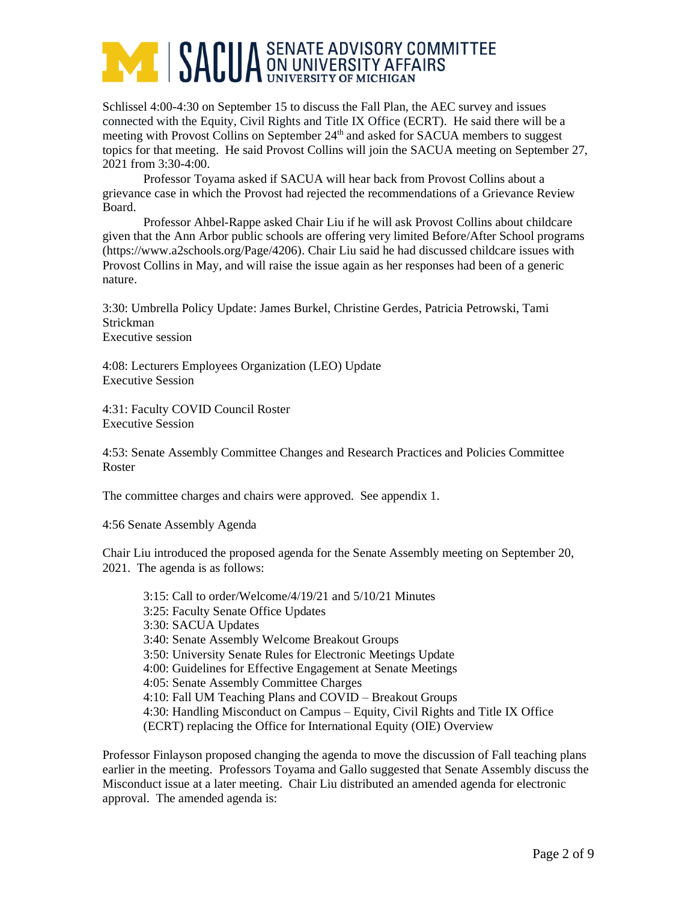Schlissel 4:00-4:30 on September 15 to discuss the Fall Plan, the AEC survey and issues connected with the Equity, Civil Rights and Title IX Office (ECRT). He said there will be a meeting with Provost Collins on September 24th and asked for SACUA members to suggest topics for that meeting. He said Provost Collins will join the SACUA meeting on September 27, 2021 from 3:30-4:00.

Professor Toyama asked if SACUA will hear back from Provost Collins about a grievance case in which the Provost had rejected the recommendations of a Grievance Review Board.

Professor Ahbel-Rappe asked Chair Liu if he will ask Provost Collins about childcare given that the Ann Arbor public schools are offering very limited Before/After School programs (https://www.a2schools.org/Page/4206). Chair Liu said he had discussed childcare issues with Provost Collins in May, and will raise the issue again as her responses had been of a generic nature.

3:30: Umbrella Policy Update: James Burkel, Christine Gerdes, Patricia Petrowski, Tami Strickman
Executive session

4:08: Lecturers Employees Organization (LEO) Update
Executive Session

4:31: Faculty COVID Council Roster
Executive Session

4:53: Senate Assembly Committee Changes and Research Practices and Policies Committee Roster

The committee charges and chairs were approved. See appendix 1.

4:56 Senate Assembly Agenda

Chair Liu introduced the proposed agenda for the Senate Assembly meeting on September 20, 2021. The agenda is as follows:

> 3:15: Call to order/Welcome/4/19/21 and 5/10/21 Minutes
> 3:25: Faculty Senate Office Updates
> 3:30: SACUA Updates
> 3:40: Senate Assembly Welcome Breakout Groups
> 3:50: University Senate Rules for Electronic Meetings Update
> 4:00: Guidelines for Effective Engagement at Senate Meetings
> 4:05: Senate Assembly Committee Charges
> 4:10: Fall UM Teaching Plans and COVID – Breakout Groups
> 4:30: Handling Misconduct on Campus – Equity, Civil Rights and Title IX Office (ECRT) replacing the Office for International Equity (OIE) Overview

Professor Finlayson proposed changing the agenda to move the discussion of Fall teaching plans earlier in the meeting. Professors Toyama and Gallo suggested that Senate Assembly discuss the Misconduct issue at a later meeting. Chair Liu distributed an amended agenda for electronic approval. The amended agenda is: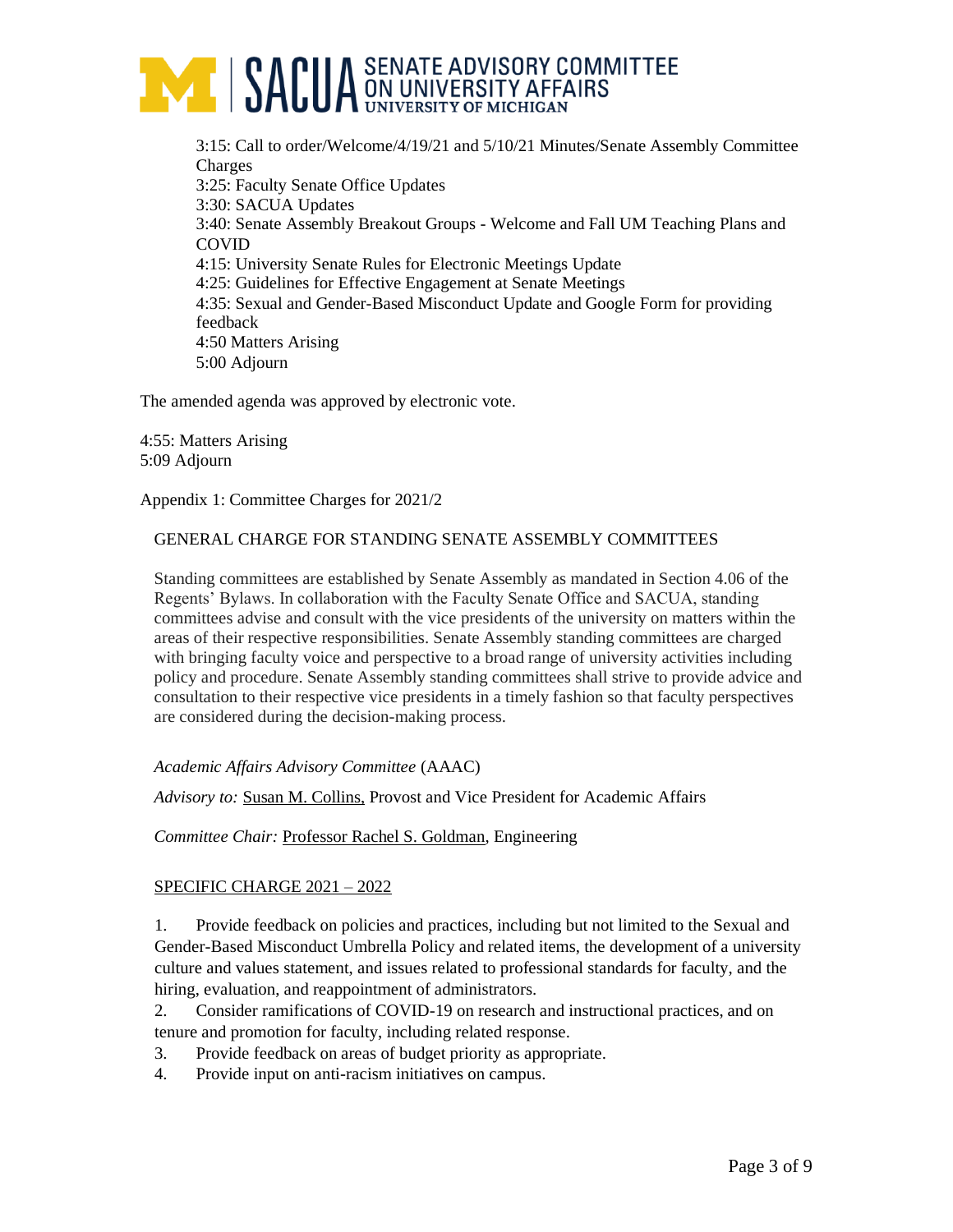3:15: Call to order/Welcome/4/19/21 and 5/10/21 Minutes/Senate Assembly Committee Charges
3:25: Faculty Senate Office Updates
3:30: SACUA Updates
3:40: Senate Assembly Breakout Groups - Welcome and Fall UM Teaching Plans and COVID
4:15: University Senate Rules for Electronic Meetings Update
4:25: Guidelines for Effective Engagement at Senate Meetings
4:35: Sexual and Gender-Based Misconduct Update and Google Form for providing feedback
4:50 Matters Arising
5:00 Adjourn

The amended agenda was approved by electronic vote.

4:55: Matters Arising
5:09 Adjourn

Appendix 1: Committee Charges for 2021/2

GENERAL CHARGE FOR STANDING SENATE ASSEMBLY COMMITTEES

Standing committees are established by Senate Assembly as mandated in Section 4.06 of the Regents' Bylaws. In collaboration with the Faculty Senate Office and SACUA, standing committees advise and consult with the vice presidents of the university on matters within the areas of their respective responsibilities. Senate Assembly standing committees are charged with bringing faculty voice and perspective to a broad range of university activities including policy and procedure. Senate Assembly standing committees shall strive to provide advice and consultation to their respective vice presidents in a timely fashion so that faculty perspectives are considered during the decision-making process.

*Academic Affairs Advisory Committee* (AAAC)

*Advisory to:* Susan M. Collins, Provost and Vice President for Academic Affairs

*Committee Chair:* Professor Rachel S. Goldman, Engineering

SPECIFIC CHARGE 2021 – 2022

1. Provide feedback on policies and practices, including but not limited to the Sexual and Gender-Based Misconduct Umbrella Policy and related items, the development of a university culture and values statement, and issues related to professional standards for faculty, and the hiring, evaluation, and reappointment of administrators.
2. Consider ramifications of COVID-19 on research and instructional practices, and on tenure and promotion for faculty, including related response.
3. Provide feedback on areas of budget priority as appropriate.
4. Provide input on anti-racism initiatives on campus.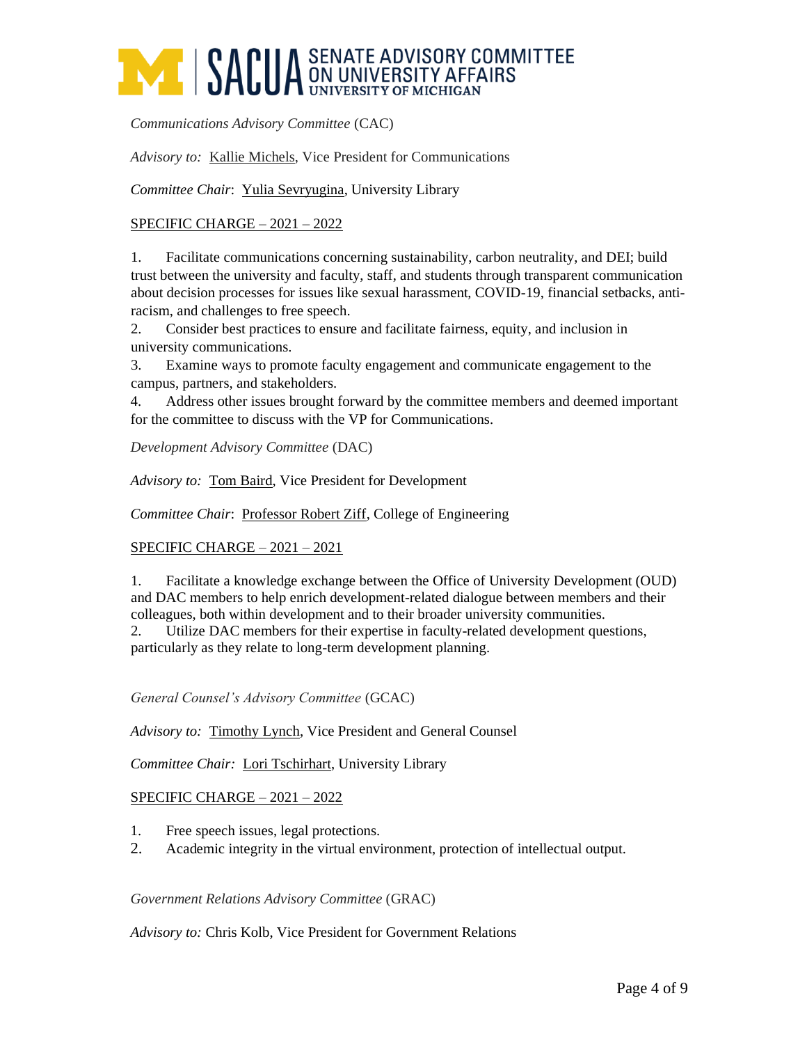*Communications Advisory Committee* (CAC)

*Advisory to:* Kallie Michels, Vice President for Communications

*Committee Chair*: Yulia Sevryugina, University Library

SPECIFIC CHARGE – 2021 – 2022

1. Facilitate communications concerning sustainability, carbon neutrality, and DEI; build trust between the university and faculty, staff, and students through transparent communication about decision processes for issues like sexual harassment, COVID-19, financial setbacks, anti-racism, and challenges to free speech.
2. Consider best practices to ensure and facilitate fairness, equity, and inclusion in university communications.
3. Examine ways to promote faculty engagement and communicate engagement to the campus, partners, and stakeholders.
4. Address other issues brought forward by the committee members and deemed important for the committee to discuss with the VP for Communications.

*Development Advisory Committee* (DAC)

*Advisory to:* Tom Baird, Vice President for Development

*Committee Chair*: Professor Robert Ziff, College of Engineering

SPECIFIC CHARGE – 2021 – 2021

1. Facilitate a knowledge exchange between the Office of University Development (OUD) and DAC members to help enrich development-related dialogue between members and their colleagues, both within development and to their broader university communities.
2. Utilize DAC members for their expertise in faculty-related development questions, particularly as they relate to long-term development planning.

*General Counsel's Advisory Committee* (GCAC)

*Advisory to:* Timothy Lynch, Vice President and General Counsel

*Committee Chair:* Lori Tschirhart, University Library

SPECIFIC CHARGE – 2021 – 2022

1. Free speech issues, legal protections.
2. Academic integrity in the virtual environment, protection of intellectual output.

*Government Relations Advisory Committee* (GRAC)

*Advisory to:* Chris Kolb, Vice President for Government Relations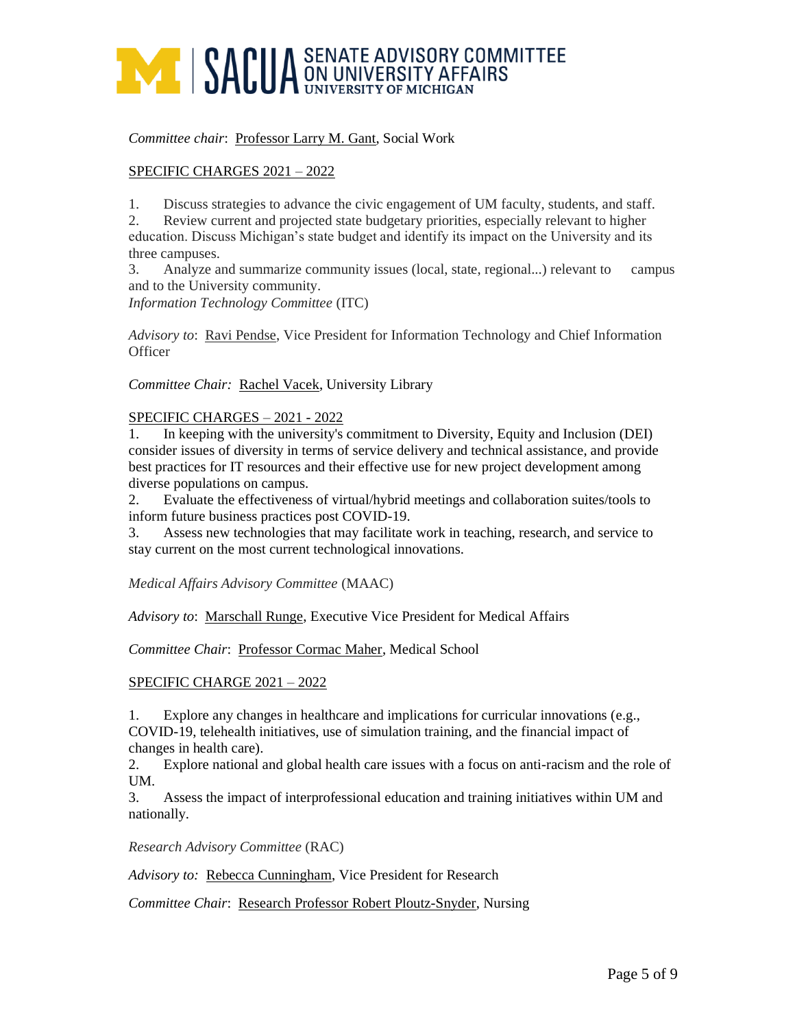*Committee chair*: Professor Larry M. Gant, Social Work

SPECIFIC CHARGES 2021 – 2022

1. Discuss strategies to advance the civic engagement of UM faculty, students, and staff.
2. Review current and projected state budgetary priorities, especially relevant to higher education. Discuss Michigan's state budget and identify its impact on the University and its three campuses.
3. Analyze and summarize community issues (local, state, regional...) relevant to campus and to the University community.

*Information Technology Committee* (ITC)

*Advisory to*: Ravi Pendse, Vice President for Information Technology and Chief Information Officer

*Committee Chair:* Rachel Vacek, University Library

SPECIFIC CHARGES – 2021 - 2022

1. In keeping with the university's commitment to Diversity, Equity and Inclusion (DEI) consider issues of diversity in terms of service delivery and technical assistance, and provide best practices for IT resources and their effective use for new project development among diverse populations on campus.
2. Evaluate the effectiveness of virtual/hybrid meetings and collaboration suites/tools to inform future business practices post COVID-19.
3. Assess new technologies that may facilitate work in teaching, research, and service to stay current on the most current technological innovations.

*Medical Affairs Advisory Committee* (MAAC)

*Advisory to*: Marschall Runge, Executive Vice President for Medical Affairs

*Committee Chair*: Professor Cormac Maher, Medical School

SPECIFIC CHARGE 2021 – 2022

1. Explore any changes in healthcare and implications for curricular innovations (e.g., COVID-19, telehealth initiatives, use of simulation training, and the financial impact of changes in health care).
2. Explore national and global health care issues with a focus on anti-racism and the role of UM.
3. Assess the impact of interprofessional education and training initiatives within UM and nationally.

*Research Advisory Committee* (RAC)

*Advisory to:* Rebecca Cunningham, Vice President for Research

*Committee Chair*: Research Professor Robert Ploutz-Snyder, Nursing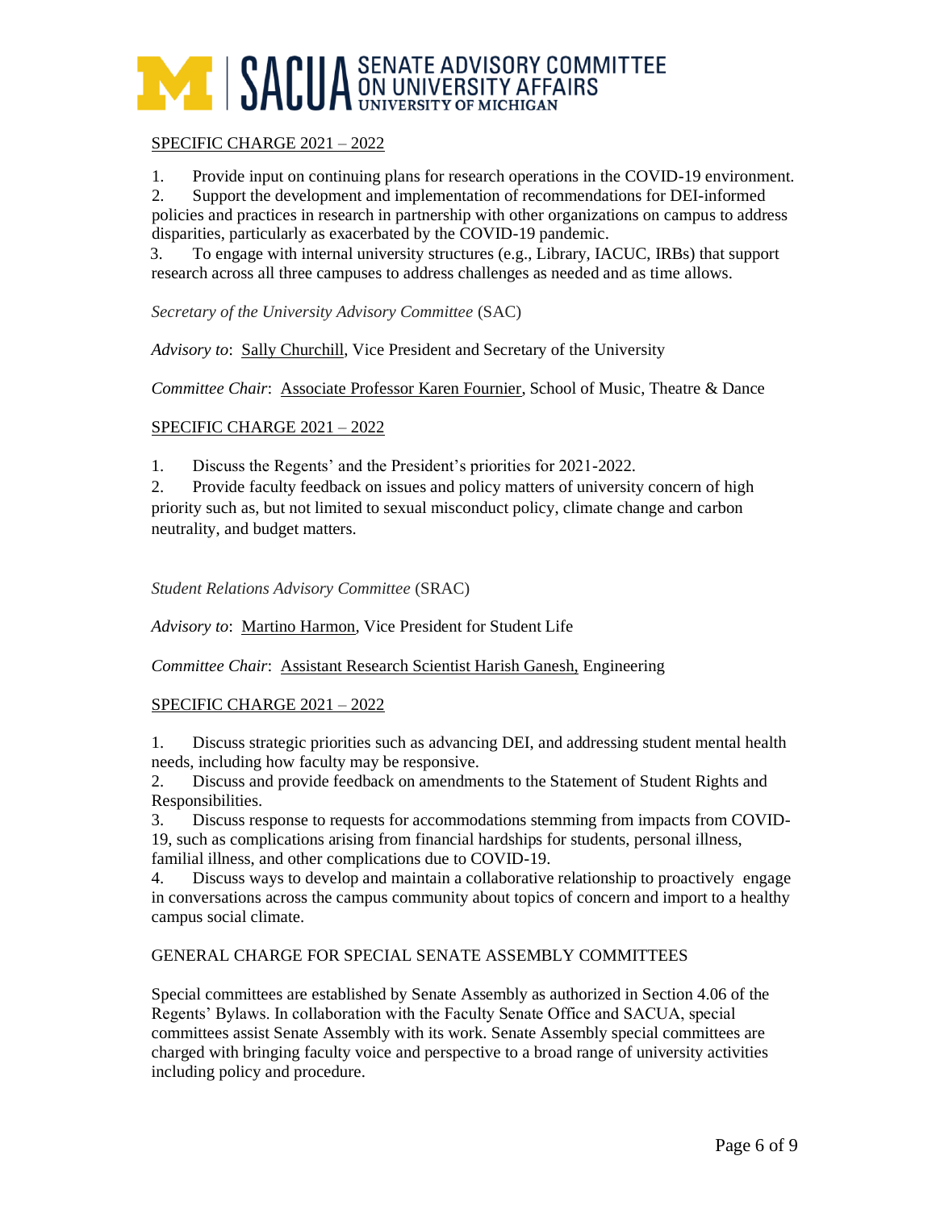SPECIFIC CHARGE 2021 – 2022

1. Provide input on continuing plans for research operations in the COVID-19 environment.
2. Support the development and implementation of recommendations for DEI-informed policies and practices in research in partnership with other organizations on campus to address disparities, particularly as exacerbated by the COVID-19 pandemic.
3. To engage with internal university structures (e.g., Library, IACUC, IRBs) that support research across all three campuses to address challenges as needed and as time allows.

*Secretary of the University Advisory Committee* (SAC)

*Advisory to*: Sally Churchill, Vice President and Secretary of the University

*Committee Chair*: Associate Professor Karen Fournier, School of Music, Theatre & Dance

SPECIFIC CHARGE 2021 – 2022

1. Discuss the Regents' and the President's priorities for 2021-2022.
2. Provide faculty feedback on issues and policy matters of university concern of high priority such as, but not limited to sexual misconduct policy, climate change and carbon neutrality, and budget matters.

*Student Relations Advisory Committee* (SRAC)

*Advisory to*: Martino Harmon, Vice President for Student Life

*Committee Chair*: Assistant Research Scientist Harish Ganesh, Engineering

SPECIFIC CHARGE 2021 – 2022

1. Discuss strategic priorities such as advancing DEI, and addressing student mental health needs, including how faculty may be responsive.
2. Discuss and provide feedback on amendments to the Statement of Student Rights and Responsibilities.
3. Discuss response to requests for accommodations stemming from impacts from COVID-19, such as complications arising from financial hardships for students, personal illness, familial illness, and other complications due to COVID-19.
4. Discuss ways to develop and maintain a collaborative relationship to proactively engage in conversations across the campus community about topics of concern and import to a healthy campus social climate.

GENERAL CHARGE FOR SPECIAL SENATE ASSEMBLY COMMITTEES

Special committees are established by Senate Assembly as authorized in Section 4.06 of the Regents' Bylaws. In collaboration with the Faculty Senate Office and SACUA, special committees assist Senate Assembly with its work. Senate Assembly special committees are charged with bringing faculty voice and perspective to a broad range of university activities including policy and procedure.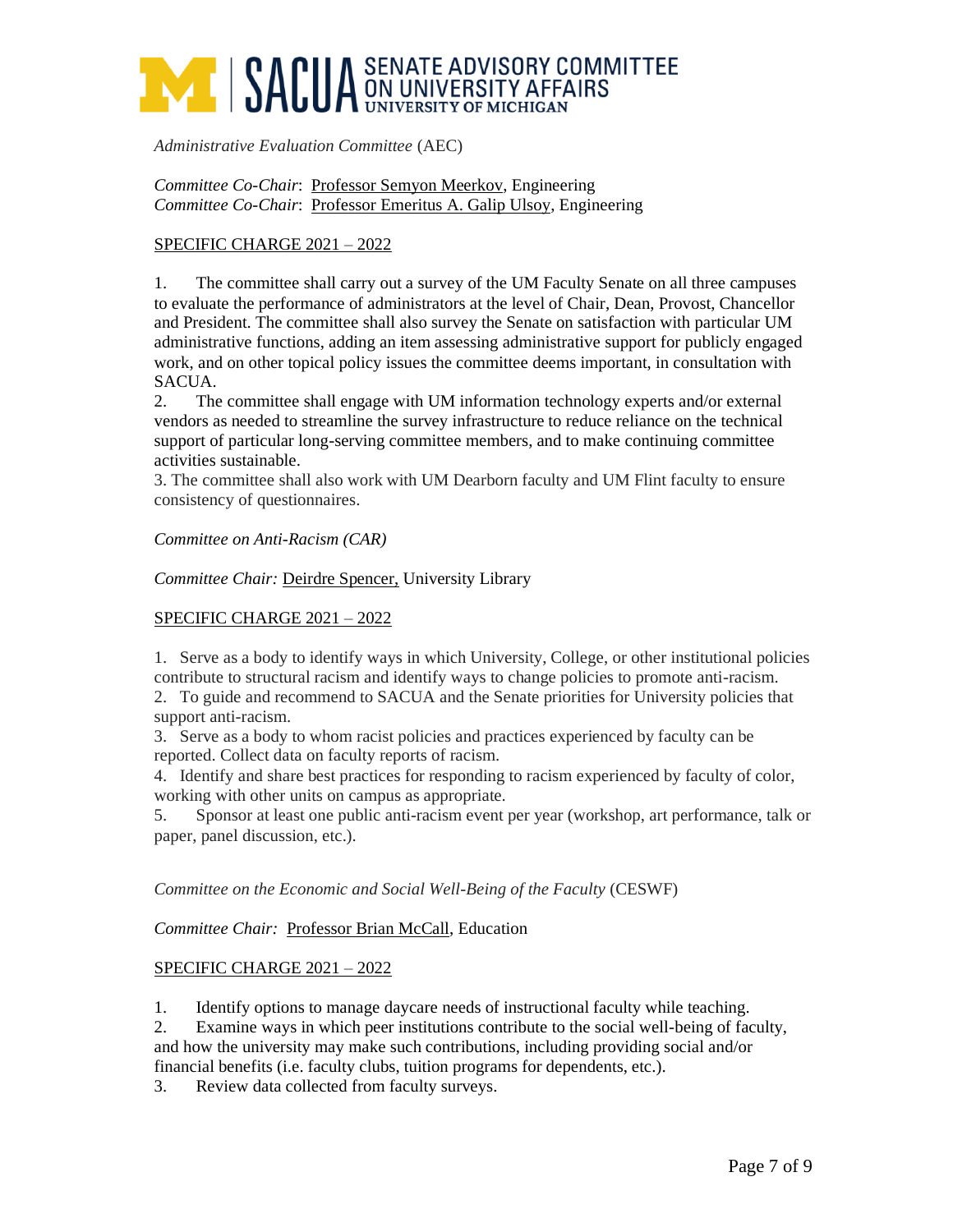*Administrative Evaluation Committee* (AEC)

*Committee Co-Chair*: Professor Semyon Meerkov, Engineering
*Committee Co-Chair*: Professor Emeritus A. Galip Ulsoy, Engineering

SPECIFIC CHARGE 2021 – 2022

1. The committee shall carry out a survey of the UM Faculty Senate on all three campuses to evaluate the performance of administrators at the level of Chair, Dean, Provost, Chancellor and President. The committee shall also survey the Senate on satisfaction with particular UM administrative functions, adding an item assessing administrative support for publicly engaged work, and on other topical policy issues the committee deems important, in consultation with SACUA.
2. The committee shall engage with UM information technology experts and/or external vendors as needed to streamline the survey infrastructure to reduce reliance on the technical support of particular long-serving committee members, and to make continuing committee activities sustainable.
3. The committee shall also work with UM Dearborn faculty and UM Flint faculty to ensure consistency of questionnaires.

*Committee on Anti-Racism (CAR)*

*Committee Chair:* Deirdre Spencer, University Library

SPECIFIC CHARGE 2021 – 2022

1. Serve as a body to identify ways in which University, College, or other institutional policies contribute to structural racism and identify ways to change policies to promote anti-racism.
2. To guide and recommend to SACUA and the Senate priorities for University policies that support anti-racism.
3. Serve as a body to whom racist policies and practices experienced by faculty can be reported. Collect data on faculty reports of racism.
4. Identify and share best practices for responding to racism experienced by faculty of color, working with other units on campus as appropriate.
5. Sponsor at least one public anti-racism event per year (workshop, art performance, talk or paper, panel discussion, etc.).

*Committee on the Economic and Social Well-Being of the Faculty* (CESWF)

*Committee Chair:* Professor Brian McCall, Education

SPECIFIC CHARGE 2021 – 2022

1. Identify options to manage daycare needs of instructional faculty while teaching.
2. Examine ways in which peer institutions contribute to the social well-being of faculty, and how the university may make such contributions, including providing social and/or financial benefits (i.e. faculty clubs, tuition programs for dependents, etc.).
3. Review data collected from faculty surveys.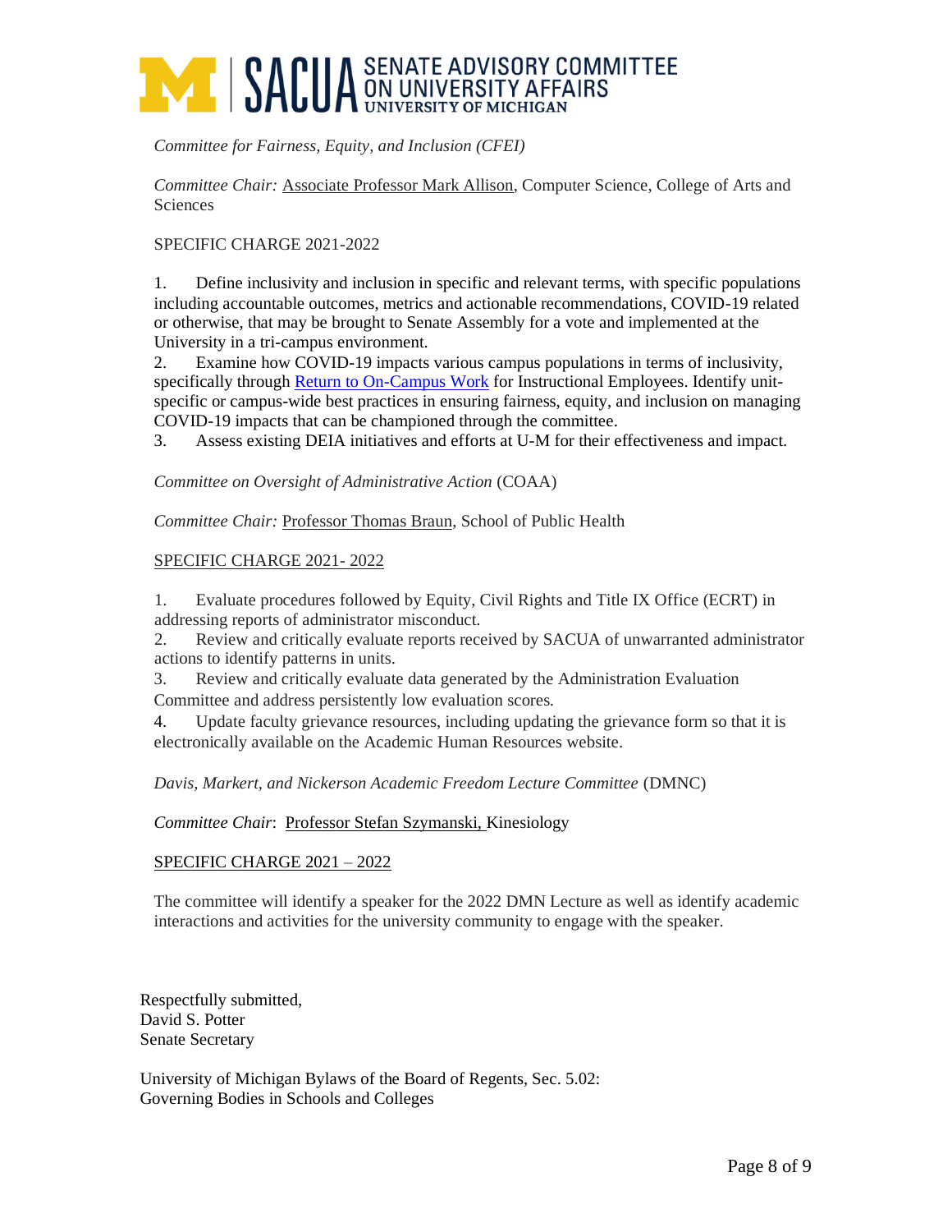*Committee for Fairness, Equity, and Inclusion (CFEI)*

*Committee Chair:* Associate Professor Mark Allison, Computer Science, College of Arts and Sciences

SPECIFIC CHARGE 2021-2022

1. Define inclusivity and inclusion in specific and relevant terms, with specific populations including accountable outcomes, metrics and actionable recommendations, COVID-19 related or otherwise, that may be brought to Senate Assembly for a vote and implemented at the University in a tri-campus environment.
2. Examine how COVID-19 impacts various campus populations in terms of inclusivity, specifically through Return to On-Campus Work for Instructional Employees. Identify unit-specific or campus-wide best practices in ensuring fairness, equity, and inclusion on managing COVID-19 impacts that can be championed through the committee.
3. Assess existing DEIA initiatives and efforts at U-M for their effectiveness and impact.

*Committee on Oversight of Administrative Action* (COAA)

*Committee Chair:* Professor Thomas Braun, School of Public Health

SPECIFIC CHARGE 2021- 2022

1. Evaluate procedures followed by Equity, Civil Rights and Title IX Office (ECRT) in addressing reports of administrator misconduct.
2. Review and critically evaluate reports received by SACUA of unwarranted administrator actions to identify patterns in units.
3. Review and critically evaluate data generated by the Administration Evaluation Committee and address persistently low evaluation scores.
4. Update faculty grievance resources, including updating the grievance form so that it is electronically available on the Academic Human Resources website.

*Davis, Markert, and Nickerson Academic Freedom Lecture Committee* (DMNC)

*Committee Chair*: Professor Stefan Szymanski, Kinesiology

SPECIFIC CHARGE 2021 – 2022

The committee will identify a speaker for the 2022 DMN Lecture as well as identify academic interactions and activities for the university community to engage with the speaker.

Respectfully submitted,
David S. Potter
Senate Secretary

University of Michigan Bylaws of the Board of Regents, Sec. 5.02:
Governing Bodies in Schools and Colleges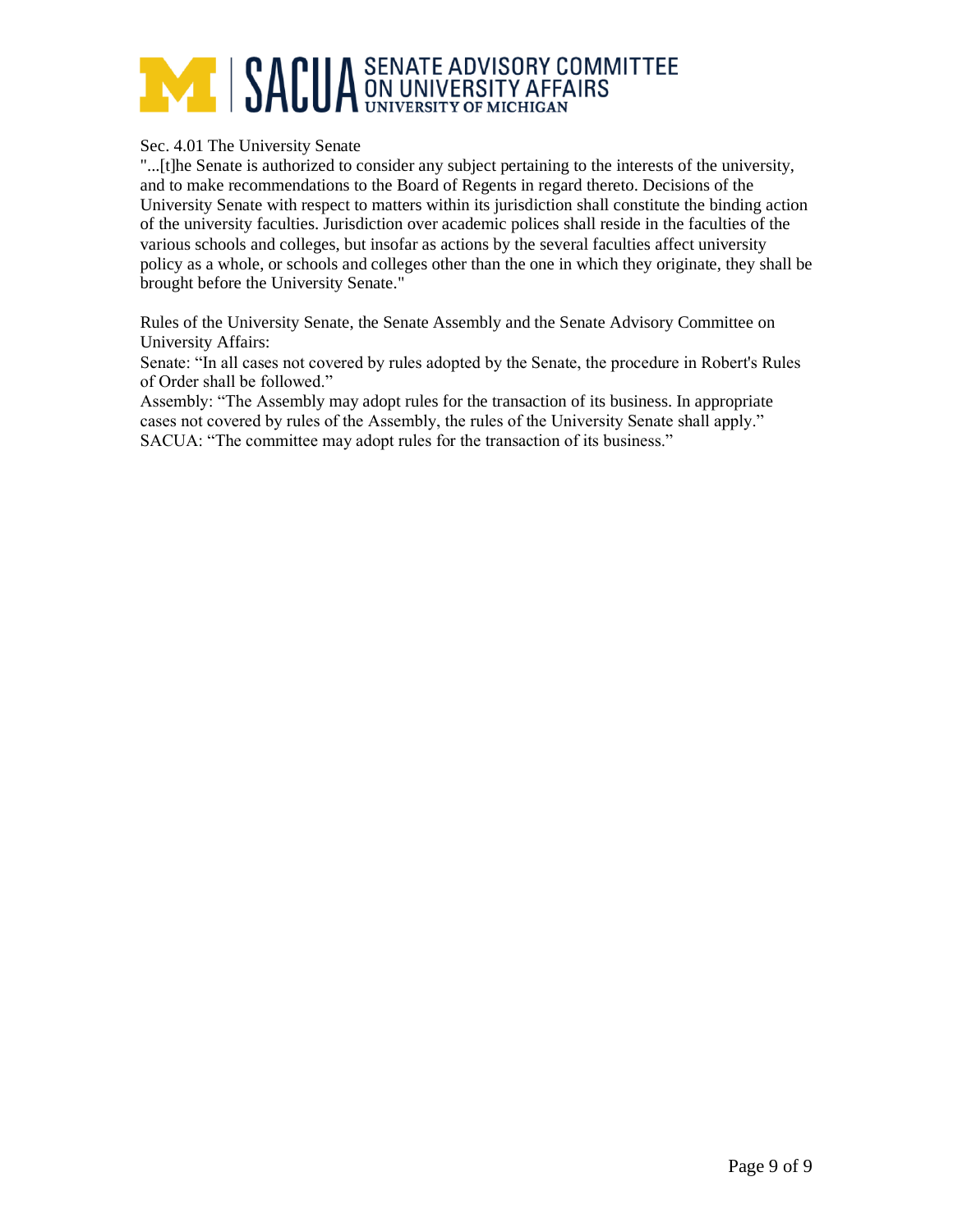Sec. 4.01 The University Senate

"...[t]he Senate is authorized to consider any subject pertaining to the interests of the university, and to make recommendations to the Board of Regents in regard thereto. Decisions of the University Senate with respect to matters within its jurisdiction shall constitute the binding action of the university faculties. Jurisdiction over academic polices shall reside in the faculties of the various schools and colleges, but insofar as actions by the several faculties affect university policy as a whole, or schools and colleges other than the one in which they originate, they shall be brought before the University Senate."

Rules of the University Senate, the Senate Assembly and the Senate Advisory Committee on University Affairs:

Senate: "In all cases not covered by rules adopted by the Senate, the procedure in Robert's Rules of Order shall be followed."

Assembly: "The Assembly may adopt rules for the transaction of its business. In appropriate cases not covered by rules of the Assembly, the rules of the University Senate shall apply."

SACUA: "The committee may adopt rules for the transaction of its business."